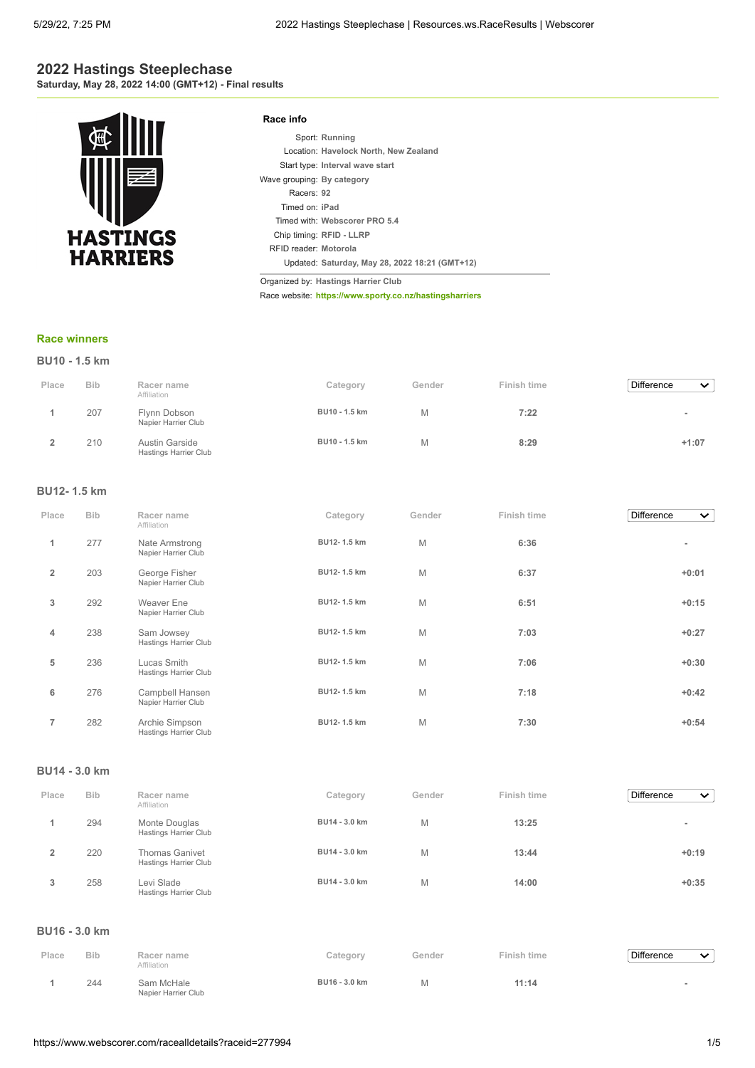# 2022 Hastings Steeplechase

**Saturday, May 28, 2022 14:00 (GMT+12) - Final results**

HASTINGS HARRIERS

### Race info

| | |
|---|---|
| Sport: | Running |
| Location: | Havelock North, New Zealand |
| Start type: | Interval wave start |
| Wave grouping: | By category |
| Racers: | 92 |
| Timed on: | iPad |
| Timed with: | Webscorer PRO 5.4 |
| Chip timing: | RFID - LLRP |
| RFID reader: | Motorola |
| Updated: | Saturday, May 28, 2022 18:21 (GMT+12) |

Organized by: Hastings Harrier Club
Race website: https://www.sporty.co.nz/hastingsharriers

## Race winners

### BU10 - 1.5 km

| Place | Bib | Racer name<br>Affiliation | Category | Gender | Finish time | Difference |
|---|---|---|---|---|---|---|
| 1 | 207 | Flynn Dobson<br>Napier Harrier Club | BU10 - 1.5 km | M | 7:22 | - |
| 2 | 210 | Austin Garside<br>Hastings Harrier Club | BU10 - 1.5 km | M | 8:29 | +1:07 |

### BU12- 1.5 km

| Place | Bib | Racer name<br>Affiliation | Category | Gender | Finish time | Difference |
|---|---|---|---|---|---|---|
| 1 | 277 | Nate Armstrong<br>Napier Harrier Club | BU12- 1.5 km | M | 6:36 | - |
| 2 | 203 | George Fisher<br>Napier Harrier Club | BU12- 1.5 km | M | 6:37 | +0:01 |
| 3 | 292 | Weaver Ene<br>Napier Harrier Club | BU12- 1.5 km | M | 6:51 | +0:15 |
| 4 | 238 | Sam Jowsey<br>Hastings Harrier Club | BU12- 1.5 km | M | 7:03 | +0:27 |
| 5 | 236 | Lucas Smith<br>Hastings Harrier Club | BU12- 1.5 km | M | 7:06 | +0:30 |
| 6 | 276 | Campbell Hansen<br>Napier Harrier Club | BU12- 1.5 km | M | 7:18 | +0:42 |
| 7 | 282 | Archie Simpson<br>Hastings Harrier Club | BU12- 1.5 km | M | 7:30 | +0:54 |

### BU14 - 3.0 km

| Place | Bib | Racer name<br>Affiliation | Category | Gender | Finish time | Difference |
|---|---|---|---|---|---|---|
| 1 | 294 | Monte Douglas<br>Hastings Harrier Club | BU14 - 3.0 km | M | 13:25 | - |
| 2 | 220 | Thomas Ganivet<br>Hastings Harrier Club | BU14 - 3.0 km | M | 13:44 | +0:19 |
| 3 | 258 | Levi Slade<br>Hastings Harrier Club | BU14 - 3.0 km | M | 14:00 | +0:35 |

### BU16 - 3.0 km

| Place | Bib | Racer name<br>Affiliation | Category | Gender | Finish time | Difference |
|---|---|---|---|---|---|---|
| 1 | 244 | Sam McHale<br>Napier Harrier Club | BU16 - 3.0 km | M | 11:14 | - |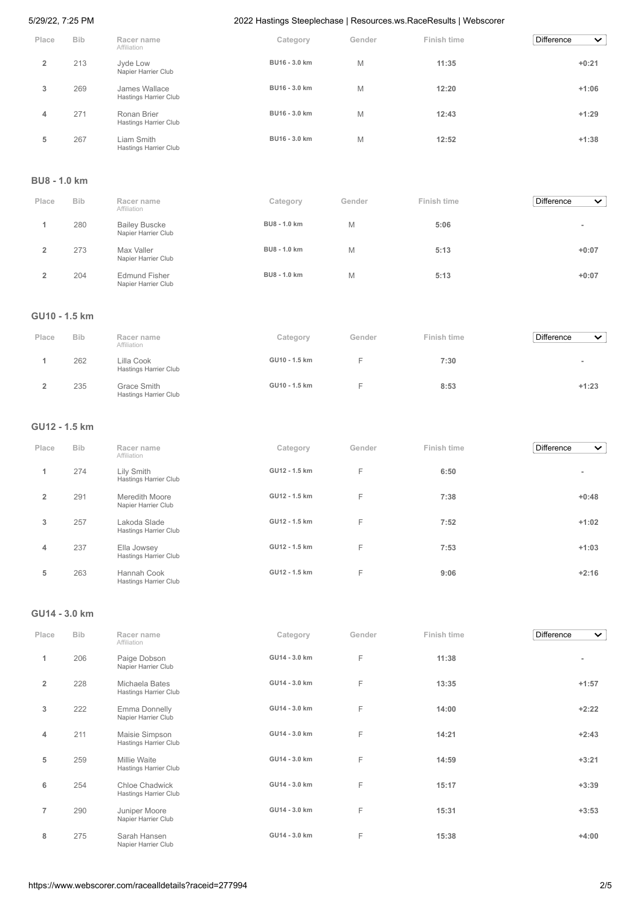| Place | Bib | Racer name<br>Affiliation | Category | Gender | Finish time | Difference |
|---|---|---|---|---|---|---|
| 2 | 213 | Jyde Low<br>Napier Harrier Club | BU16 - 3.0 km | M | 11:35 | +0:21 |
| 3 | 269 | James Wallace<br>Hastings Harrier Club | BU16 - 3.0 km | M | 12:20 | +1:06 |
| 4 | 271 | Ronan Brier<br>Hastings Harrier Club | BU16 - 3.0 km | M | 12:43 | +1:29 |
| 5 | 267 | Liam Smith<br>Hastings Harrier Club | BU16 - 3.0 km | M | 12:52 | +1:38 |

## BU8 - 1.0 km

| Place | Bib | Racer name<br>Affiliation | Category | Gender | Finish time | Difference |
|---|---|---|---|---|---|---|
| 1 | 280 | Bailey Buscke<br>Napier Harrier Club | BU8 - 1.0 km | M | 5:06 | - |
| 2 | 273 | Max Valler<br>Napier Harrier Club | BU8 - 1.0 km | M | 5:13 | +0:07 |
| 2 | 204 | Edmund Fisher<br>Napier Harrier Club | BU8 - 1.0 km | M | 5:13 | +0:07 |

## GU10 - 1.5 km

| Place | Bib | Racer name<br>Affiliation | Category | Gender | Finish time | Difference |
|---|---|---|---|---|---|---|
| 1 | 262 | Lilla Cook<br>Hastings Harrier Club | GU10 - 1.5 km | F | 7:30 | - |
| 2 | 235 | Grace Smith<br>Hastings Harrier Club | GU10 - 1.5 km | F | 8:53 | +1:23 |

## GU12 - 1.5 km

| Place | Bib | Racer name<br>Affiliation | Category | Gender | Finish time | Difference |
|---|---|---|---|---|---|---|
| 1 | 274 | Lily Smith<br>Hastings Harrier Club | GU12 - 1.5 km | F | 6:50 | - |
| 2 | 291 | Meredith Moore<br>Napier Harrier Club | GU12 - 1.5 km | F | 7:38 | +0:48 |
| 3 | 257 | Lakoda Slade<br>Hastings Harrier Club | GU12 - 1.5 km | F | 7:52 | +1:02 |
| 4 | 237 | Ella Jowsey<br>Hastings Harrier Club | GU12 - 1.5 km | F | 7:53 | +1:03 |
| 5 | 263 | Hannah Cook<br>Hastings Harrier Club | GU12 - 1.5 km | F | 9:06 | +2:16 |

## GU14 - 3.0 km

| Place | Bib | Racer name<br>Affiliation | Category | Gender | Finish time | Difference |
|---|---|---|---|---|---|---|
| 1 | 206 | Paige Dobson<br>Napier Harrier Club | GU14 - 3.0 km | F | 11:38 | - |
| 2 | 228 | Michaela Bates<br>Hastings Harrier Club | GU14 - 3.0 km | F | 13:35 | +1:57 |
| 3 | 222 | Emma Donnelly<br>Napier Harrier Club | GU14 - 3.0 km | F | 14:00 | +2:22 |
| 4 | 211 | Maisie Simpson<br>Hastings Harrier Club | GU14 - 3.0 km | F | 14:21 | +2:43 |
| 5 | 259 | Millie Waite<br>Hastings Harrier Club | GU14 - 3.0 km | F | 14:59 | +3:21 |
| 6 | 254 | Chloe Chadwick<br>Hastings Harrier Club | GU14 - 3.0 km | F | 15:17 | +3:39 |
| 7 | 290 | Juniper Moore<br>Napier Harrier Club | GU14 - 3.0 km | F | 15:31 | +3:53 |
| 8 | 275 | Sarah Hansen<br>Napier Harrier Club | GU14 - 3.0 km | F | 15:38 | +4:00 |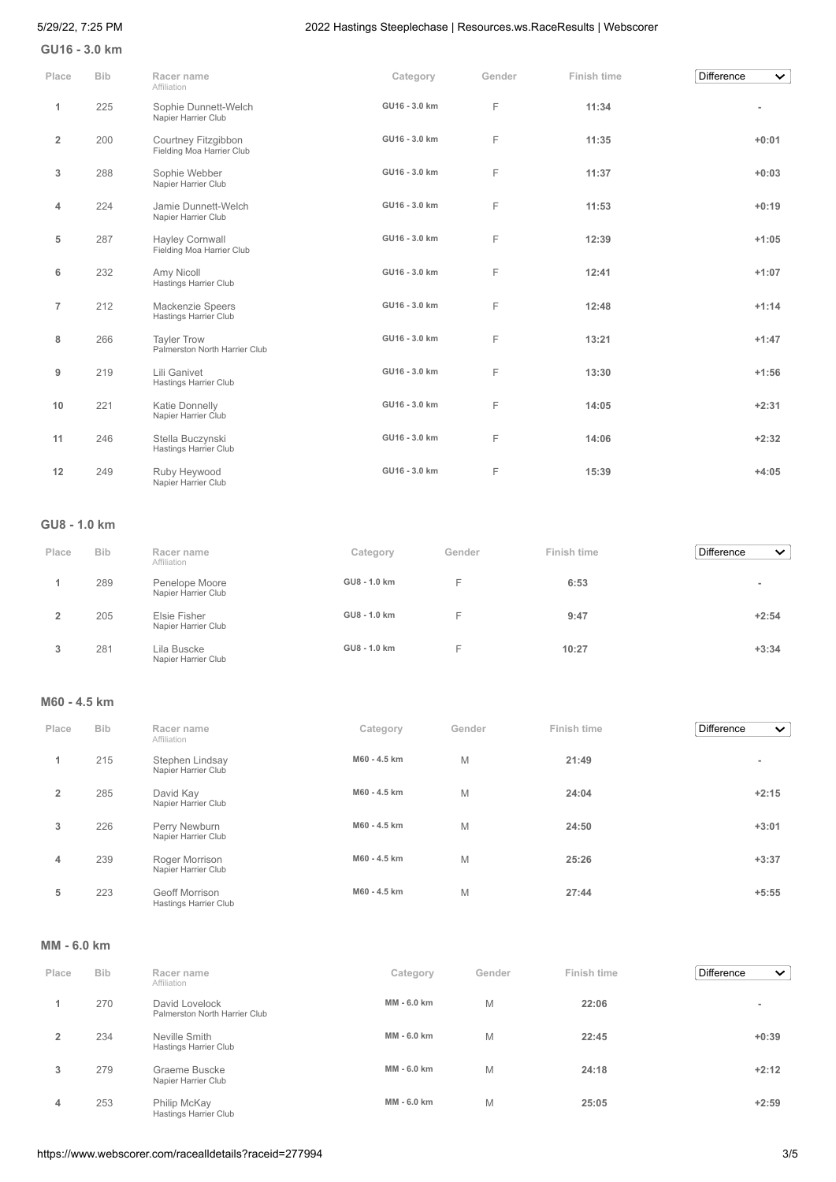## GU16 - 3.0 km

| Place | Bib | Racer name<br>Affiliation | Category | Gender | Finish time | Difference |
|---|---|---|---|---|---|---|
| 1 | 225 | Sophie Dunnett-Welch<br>Napier Harrier Club | GU16 - 3.0 km | F | 11:34 | - |
| 2 | 200 | Courtney Fitzgibbon<br>Fielding Moa Harrier Club | GU16 - 3.0 km | F | 11:35 | +0:01 |
| 3 | 288 | Sophie Webber<br>Napier Harrier Club | GU16 - 3.0 km | F | 11:37 | +0:03 |
| 4 | 224 | Jamie Dunnett-Welch<br>Napier Harrier Club | GU16 - 3.0 km | F | 11:53 | +0:19 |
| 5 | 287 | Hayley Cornwall<br>Fielding Moa Harrier Club | GU16 - 3.0 km | F | 12:39 | +1:05 |
| 6 | 232 | Amy Nicoll<br>Hastings Harrier Club | GU16 - 3.0 km | F | 12:41 | +1:07 |
| 7 | 212 | Mackenzie Speers<br>Hastings Harrier Club | GU16 - 3.0 km | F | 12:48 | +1:14 |
| 8 | 266 | Tayler Trow<br>Palmerston North Harrier Club | GU16 - 3.0 km | F | 13:21 | +1:47 |
| 9 | 219 | Lili Ganivet<br>Hastings Harrier Club | GU16 - 3.0 km | F | 13:30 | +1:56 |
| 10 | 221 | Katie Donnelly<br>Napier Harrier Club | GU16 - 3.0 km | F | 14:05 | +2:31 |
| 11 | 246 | Stella Buczynski<br>Hastings Harrier Club | GU16 - 3.0 km | F | 14:06 | +2:32 |
| 12 | 249 | Ruby Heywood<br>Napier Harrier Club | GU16 - 3.0 km | F | 15:39 | +4:05 |

## GU8 - 1.0 km

| Place | Bib | Racer name<br>Affiliation | Category | Gender | Finish time | Difference |
|---|---|---|---|---|---|---|
| 1 | 289 | Penelope Moore<br>Napier Harrier Club | GU8 - 1.0 km | F | 6:53 | - |
| 2 | 205 | Elsie Fisher<br>Napier Harrier Club | GU8 - 1.0 km | F | 9:47 | +2:54 |
| 3 | 281 | Lila Buscke<br>Napier Harrier Club | GU8 - 1.0 km | F | 10:27 | +3:34 |

## M60 - 4.5 km

| Place | Bib | Racer name<br>Affiliation | Category | Gender | Finish time | Difference |
|---|---|---|---|---|---|---|
| 1 | 215 | Stephen Lindsay<br>Napier Harrier Club | M60 - 4.5 km | M | 21:49 | - |
| 2 | 285 | David Kay<br>Napier Harrier Club | M60 - 4.5 km | M | 24:04 | +2:15 |
| 3 | 226 | Perry Newburn<br>Napier Harrier Club | M60 - 4.5 km | M | 24:50 | +3:01 |
| 4 | 239 | Roger Morrison<br>Napier Harrier Club | M60 - 4.5 km | M | 25:26 | +3:37 |
| 5 | 223 | Geoff Morrison<br>Hastings Harrier Club | M60 - 4.5 km | M | 27:44 | +5:55 |

## MM - 6.0 km

| Place | Bib | Racer name<br>Affiliation | Category | Gender | Finish time | Difference |
|---|---|---|---|---|---|---|
| 1 | 270 | David Lovelock<br>Palmerston North Harrier Club | MM - 6.0 km | M | 22:06 | - |
| 2 | 234 | Neville Smith<br>Hastings Harrier Club | MM - 6.0 km | M | 22:45 | +0:39 |
| 3 | 279 | Graeme Buscke<br>Napier Harrier Club | MM - 6.0 km | M | 24:18 | +2:12 |
| 4 | 253 | Philip McKay<br>Hastings Harrier Club | MM - 6.0 km | M | 25:05 | +2:59 |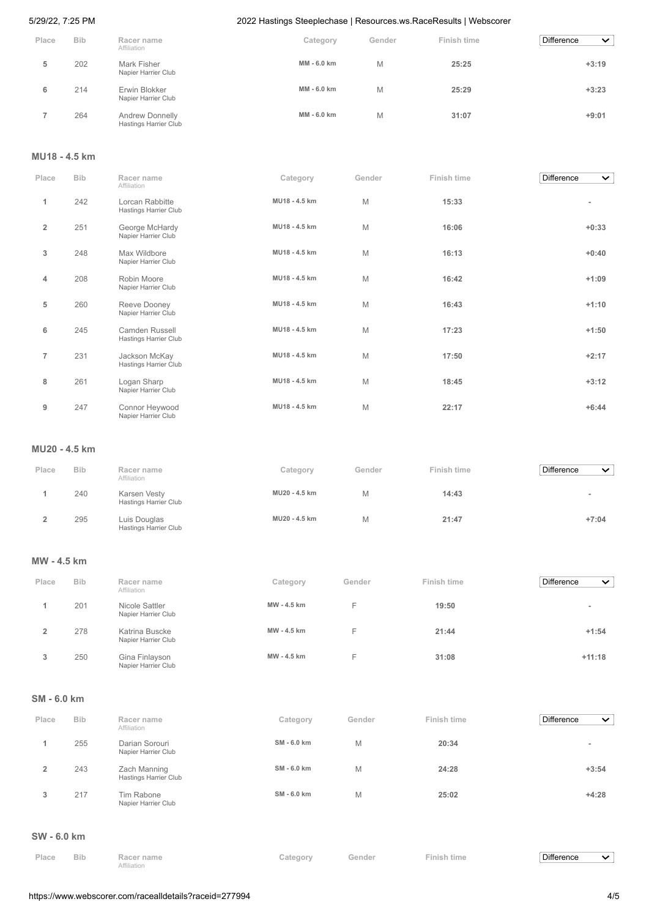| Place | Bib | Racer name<br>Affiliation | Category | Gender | Finish time | Difference |
|---|---|---|---|---|---|---|
| 5 | 202 | Mark Fisher<br>Napier Harrier Club | MM - 6.0 km | M | 25:25 | +3:19 |
| 6 | 214 | Erwin Blokker<br>Napier Harrier Club | MM - 6.0 km | M | 25:29 | +3:23 |
| 7 | 264 | Andrew Donnelly<br>Hastings Harrier Club | MM - 6.0 km | M | 31:07 | +9:01 |

## MU18 - 4.5 km

| Place | Bib | Racer name<br>Affiliation | Category | Gender | Finish time | Difference |
|---|---|---|---|---|---|---|
| 1 | 242 | Lorcan Rabbitte<br>Hastings Harrier Club | MU18 - 4.5 km | M | 15:33 | - |
| 2 | 251 | George McHardy<br>Napier Harrier Club | MU18 - 4.5 km | M | 16:06 | +0:33 |
| 3 | 248 | Max Wildbore<br>Napier Harrier Club | MU18 - 4.5 km | M | 16:13 | +0:40 |
| 4 | 208 | Robin Moore<br>Napier Harrier Club | MU18 - 4.5 km | M | 16:42 | +1:09 |
| 5 | 260 | Reeve Dooney<br>Napier Harrier Club | MU18 - 4.5 km | M | 16:43 | +1:10 |
| 6 | 245 | Camden Russell<br>Hastings Harrier Club | MU18 - 4.5 km | M | 17:23 | +1:50 |
| 7 | 231 | Jackson McKay<br>Hastings Harrier Club | MU18 - 4.5 km | M | 17:50 | +2:17 |
| 8 | 261 | Logan Sharp<br>Napier Harrier Club | MU18 - 4.5 km | M | 18:45 | +3:12 |
| 9 | 247 | Connor Heywood<br>Napier Harrier Club | MU18 - 4.5 km | M | 22:17 | +6:44 |

## MU20 - 4.5 km

| Place | Bib | Racer name<br>Affiliation | Category | Gender | Finish time | Difference |
|---|---|---|---|---|---|---|
| 1 | 240 | Karsen Vesty<br>Hastings Harrier Club | MU20 - 4.5 km | M | 14:43 | - |
| 2 | 295 | Luis Douglas<br>Hastings Harrier Club | MU20 - 4.5 km | M | 21:47 | +7:04 |

## MW - 4.5 km

| Place | Bib | Racer name<br>Affiliation | Category | Gender | Finish time | Difference |
|---|---|---|---|---|---|---|
| 1 | 201 | Nicole Sattler<br>Napier Harrier Club | MW - 4.5 km | F | 19:50 | - |
| 2 | 278 | Katrina Buscke<br>Napier Harrier Club | MW - 4.5 km | F | 21:44 | +1:54 |
| 3 | 250 | Gina Finlayson<br>Napier Harrier Club | MW - 4.5 km | F | 31:08 | +11:18 |

## SM - 6.0 km

| Place | Bib | Racer name<br>Affiliation | Category | Gender | Finish time | Difference |
|---|---|---|---|---|---|---|
| 1 | 255 | Darian Sorouri<br>Napier Harrier Club | SM - 6.0 km | M | 20:34 | - |
| 2 | 243 | Zach Manning<br>Hastings Harrier Club | SM - 6.0 km | M | 24:28 | +3:54 |
| 3 | 217 | Tim Rabone<br>Napier Harrier Club | SM - 6.0 km | M | 25:02 | +4:28 |

## SW - 6.0 km

| Place | Bib | Racer name<br>Affiliation | Category | Gender | Finish time | Difference |
|---|---|---|---|---|---|---|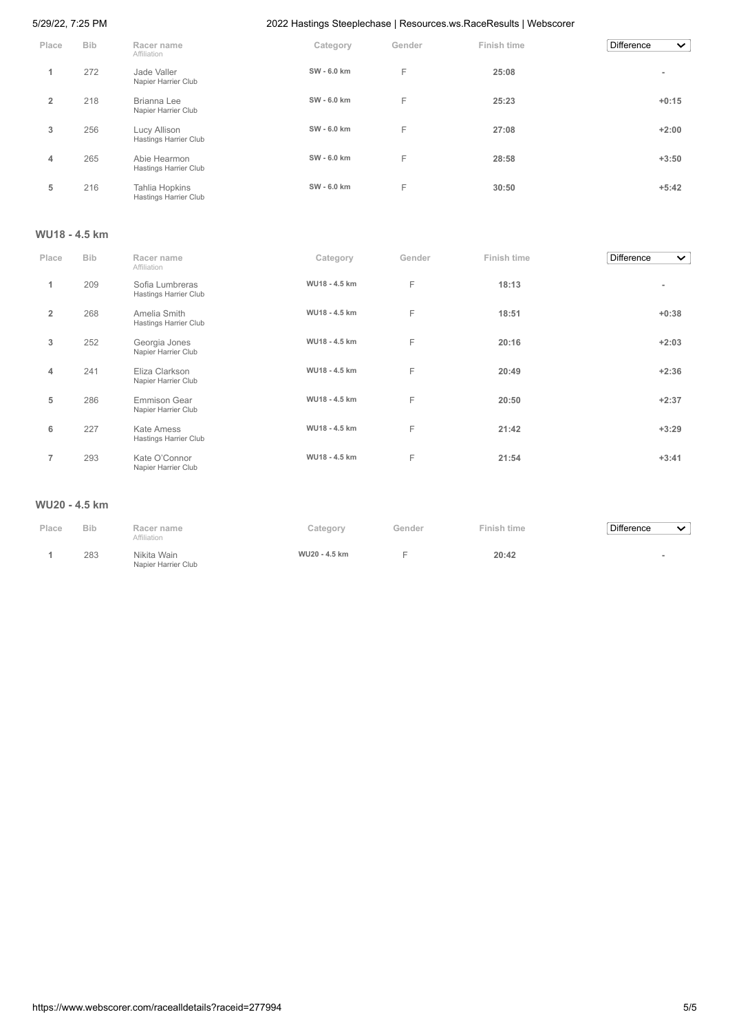| Place | Bib | Racer name<br>Affiliation | Category | Gender | Finish time | Difference |
|---|---|---|---|---|---|---|
| 1 | 272 | Jade Valler<br>Napier Harrier Club | SW - 6.0 km | F | 25:08 | - |
| 2 | 218 | Brianna Lee<br>Napier Harrier Club | SW - 6.0 km | F | 25:23 | +0:15 |
| 3 | 256 | Lucy Allison<br>Hastings Harrier Club | SW - 6.0 km | F | 27:08 | +2:00 |
| 4 | 265 | Abie Hearmon<br>Hastings Harrier Club | SW - 6.0 km | F | 28:58 | +3:50 |
| 5 | 216 | Tahlia Hopkins<br>Hastings Harrier Club | SW - 6.0 km | F | 30:50 | +5:42 |

## WU18 - 4.5 km

| Place | Bib | Racer name<br>Affiliation | Category | Gender | Finish time | Difference |
|---|---|---|---|---|---|---|
| 1 | 209 | Sofia Lumbreras<br>Hastings Harrier Club | WU18 - 4.5 km | F | 18:13 | - |
| 2 | 268 | Amelia Smith<br>Hastings Harrier Club | WU18 - 4.5 km | F | 18:51 | +0:38 |
| 3 | 252 | Georgia Jones<br>Napier Harrier Club | WU18 - 4.5 km | F | 20:16 | +2:03 |
| 4 | 241 | Eliza Clarkson<br>Napier Harrier Club | WU18 - 4.5 km | F | 20:49 | +2:36 |
| 5 | 286 | Emmison Gear<br>Napier Harrier Club | WU18 - 4.5 km | F | 20:50 | +2:37 |
| 6 | 227 | Kate Amess<br>Hastings Harrier Club | WU18 - 4.5 km | F | 21:42 | +3:29 |
| 7 | 293 | Kate O'Connor<br>Napier Harrier Club | WU18 - 4.5 km | F | 21:54 | +3:41 |

## WU20 - 4.5 km

| Place | Bib | Racer name<br>Affiliation | Category | Gender | Finish time | Difference |
|---|---|---|---|---|---|---|
| 1 | 283 | Nikita Wain<br>Napier Harrier Club | WU20 - 4.5 km | F | 20:42 | - |